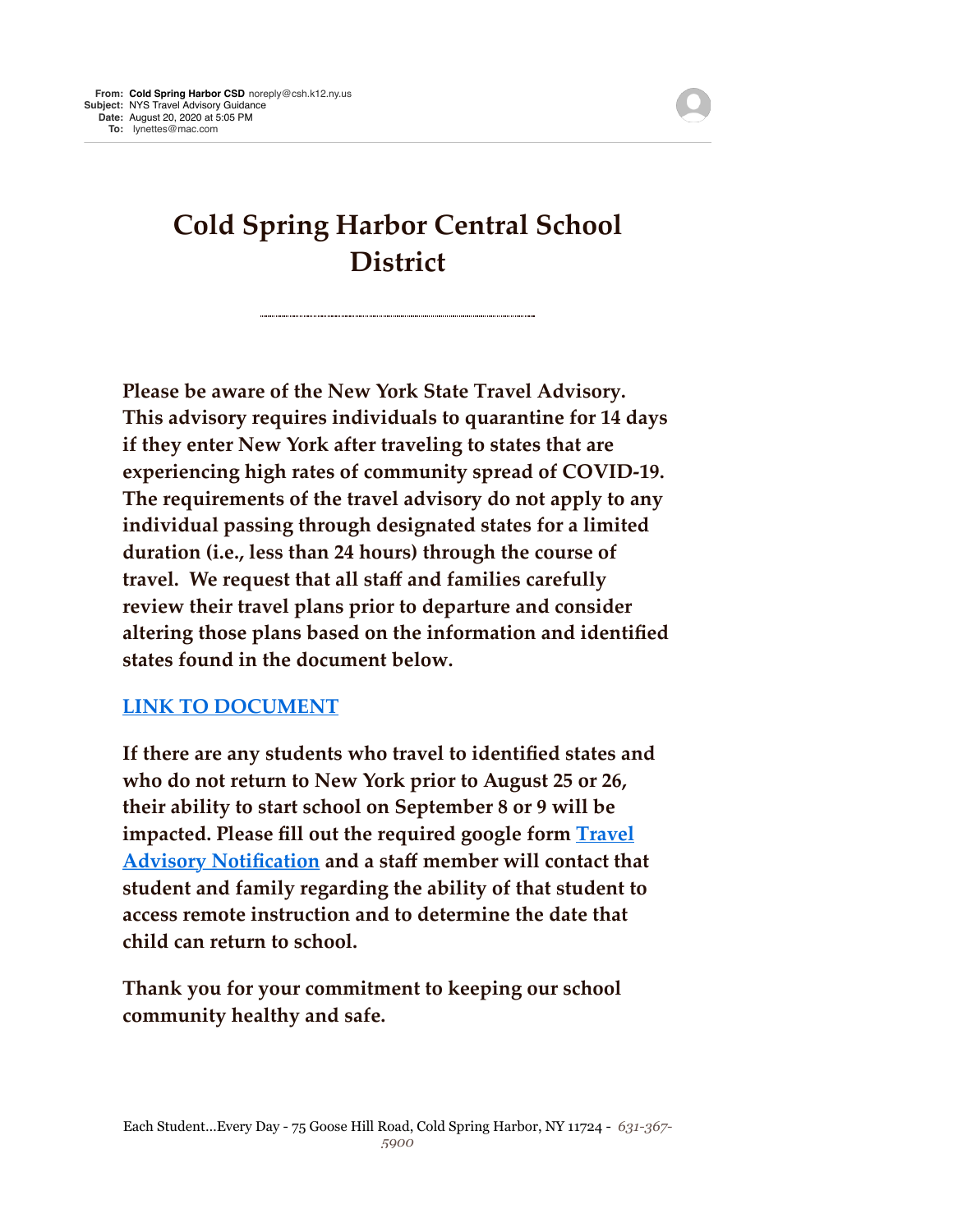**From:** Cold Spring Harbor CSD noreply@csh.k12.ny.us
**Subject:** NYS Travel Advisory Guidance
**Date:** August 20, 2020 at 5:05 PM
**To:** lynettes@mac.com

# Cold Spring Harbor Central School District

---

**Please be aware of the New York State Travel Advisory. This advisory requires individuals to quarantine for 14 days if they enter New York after traveling to states that are experiencing high rates of community spread of COVID-19. The requirements of the travel advisory do not apply to any individual passing through designated states for a limited duration (i.e., less than 24 hours) through the course of travel. We request that all staff and families carefully review their travel plans prior to departure and consider altering those plans based on the information and identified states found in the document below.**

**LINK TO DOCUMENT**

**If there are any students who travel to identified states and who do not return to New York prior to August 25 or 26, their ability to start school on September 8 or 9 will be impacted. Please fill out the required google form Travel Advisory Notification and a staff member will contact that student and family regarding the ability of that student to access remote instruction and to determine the date that child can return to school.**

**Thank you for your commitment to keeping our school community healthy and safe.**

Each Student...Every Day - 75 Goose Hill Road, Cold Spring Harbor, NY 11724 - *631-367-5900*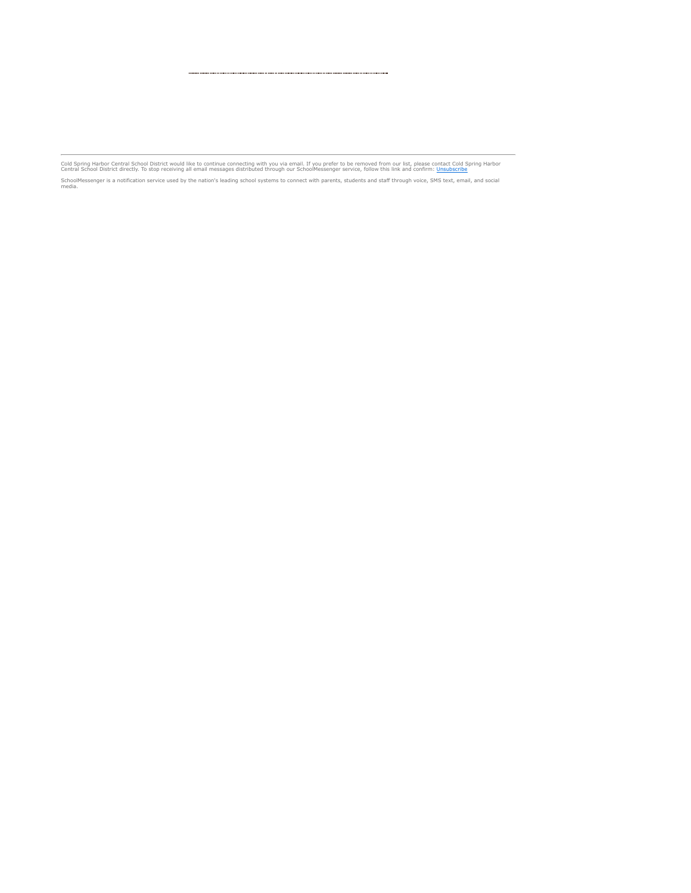---

Cold Spring Harbor Central School District would like to continue connecting with you via email. If you prefer to be removed from our list, please contact Cold Spring Harbor Central School District directly. To stop receiving all email messages distributed through our SchoolMessenger service, follow this link and confirm: [Unsubscribe]

SchoolMessenger is a notification service used by the nation's leading school systems to connect with parents, students and staff through voice, SMS text, email, and social media.